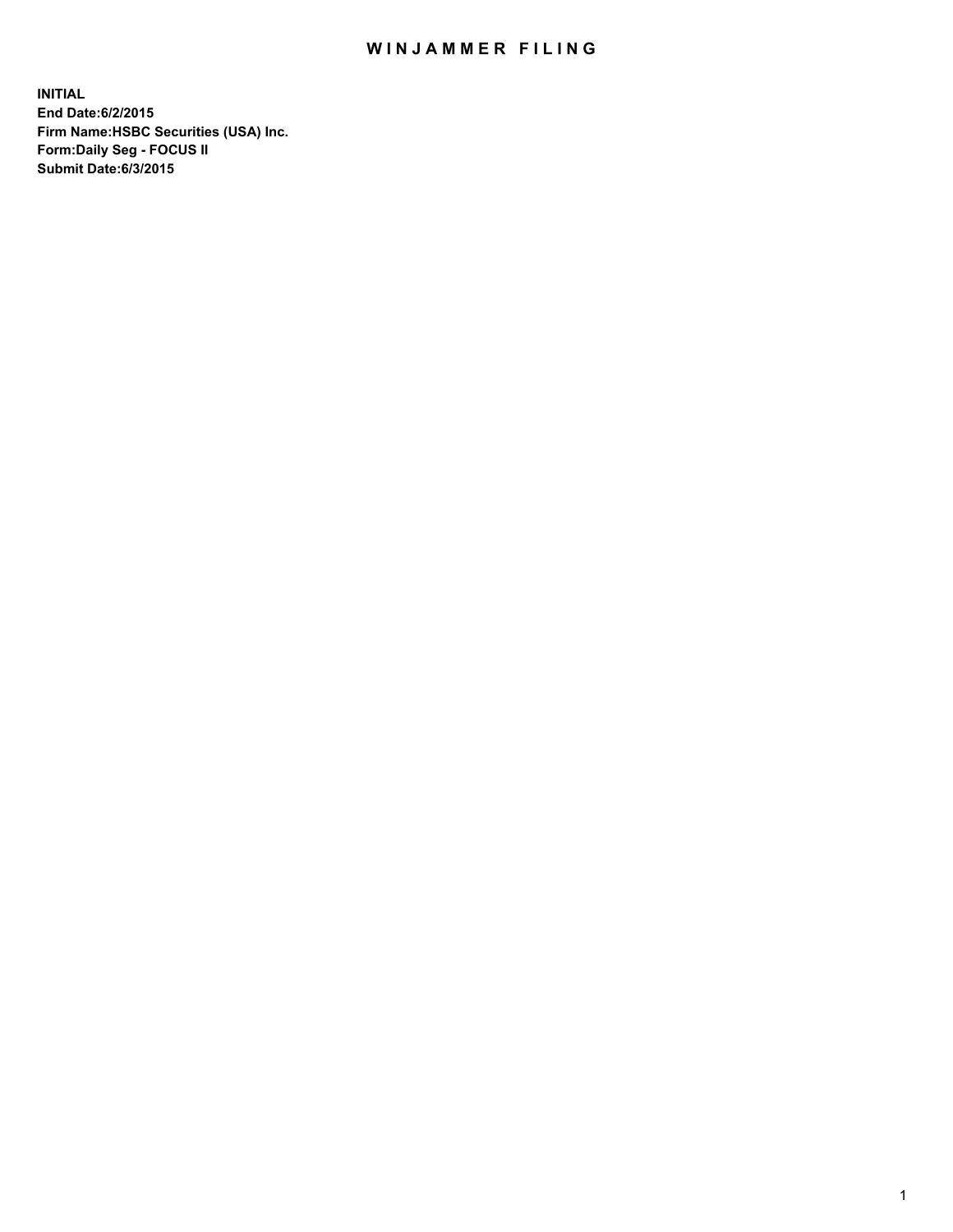# WINJAMMER FILING

**INITIAL**
**End Date:6/2/2015**
**Firm Name:HSBC Securities (USA) Inc.**
**Form:Daily Seg - FOCUS II**
**Submit Date:6/3/2015**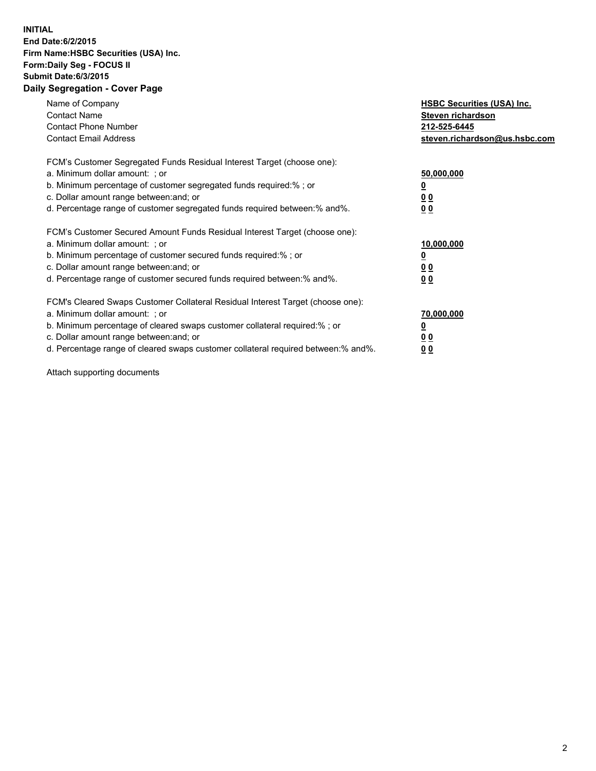**INITIAL**
**End Date:6/2/2015**
**Firm Name:HSBC Securities (USA) Inc.**
**Form:Daily Seg - FOCUS II**
**Submit Date:6/3/2015**

## Daily Segregation - Cover Page

| | |
|---|---|
| Name of Company | **HSBC Securities (USA) Inc.** |
| Contact Name | **Steven richardson** |
| Contact Phone Number | **212-525-6445** |
| Contact Email Address | **steven.richardson@us.hsbc.com** |

FCM's Customer Segregated Funds Residual Interest Target (choose one):

| | |
|---|---|
| a. Minimum dollar amount: ; or | **50,000,000** |
| b. Minimum percentage of customer segregated funds required:% ; or | **0** |
| c. Dollar amount range between:and; or | **0 0** |
| d. Percentage range of customer segregated funds required between:% and%. | **0 0** |

FCM's Customer Secured Amount Funds Residual Interest Target (choose one):

| | |
|---|---|
| a. Minimum dollar amount: ; or | **10,000,000** |
| b. Minimum percentage of customer secured funds required:% ; or | **0** |
| c. Dollar amount range between:and; or | **0 0** |
| d. Percentage range of customer secured funds required between:% and%. | **0 0** |

FCM's Cleared Swaps Customer Collateral Residual Interest Target (choose one):

| | |
|---|---|
| a. Minimum dollar amount: ; or | **70,000,000** |
| b. Minimum percentage of cleared swaps customer collateral required:% ; or | **0** |
| c. Dollar amount range between:and; or | **0 0** |
| d. Percentage range of cleared swaps customer collateral required between:% and%. | **0 0** |

Attach supporting documents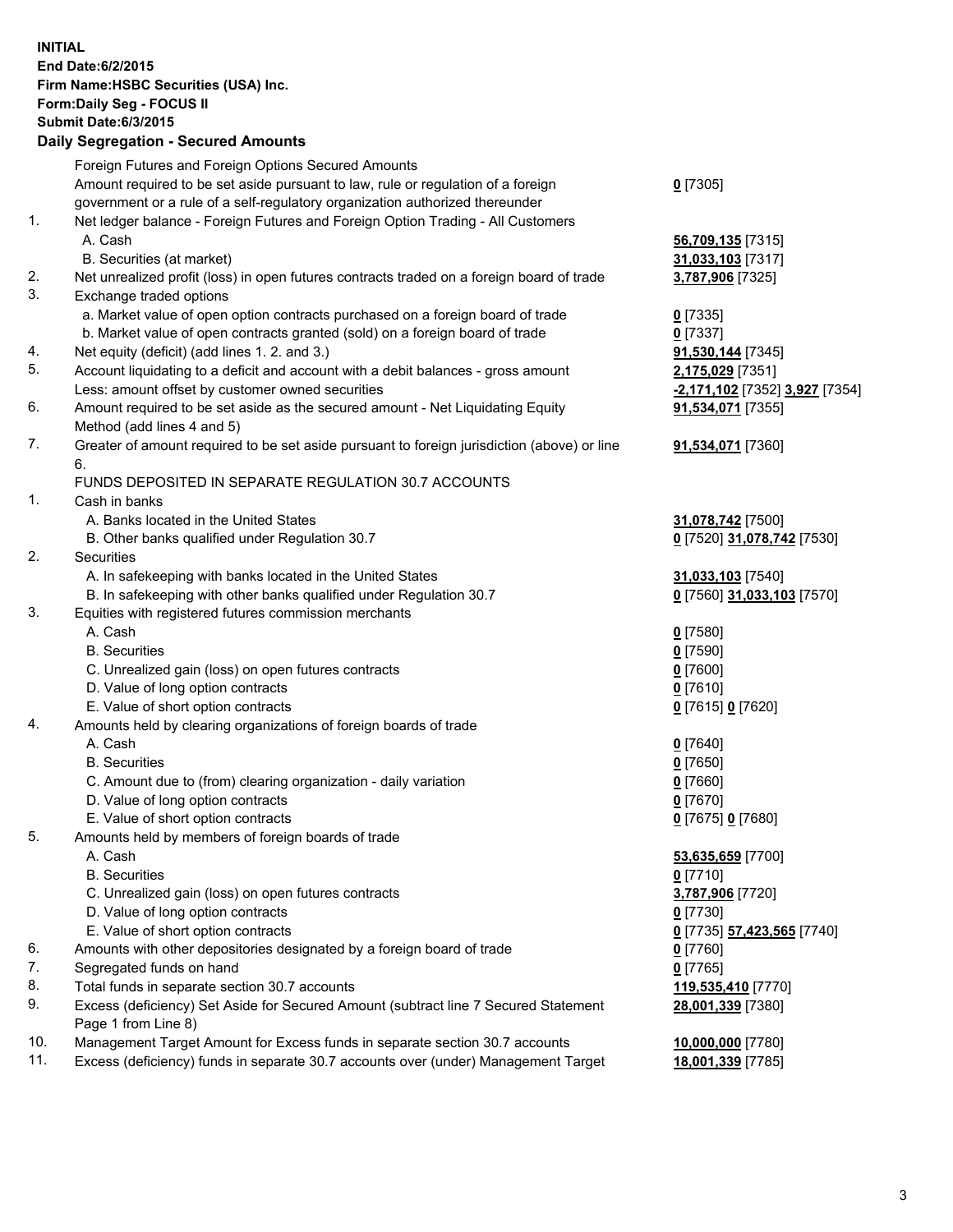**INITIAL**
**End Date:6/2/2015**
**Firm Name:HSBC Securities (USA) Inc.**
**Form:Daily Seg - FOCUS II**
**Submit Date:6/3/2015**

**Daily Segregation - Secured Amounts**

| | | |
|---|---|---|
| | Foreign Futures and Foreign Options Secured Amounts | |
| | Amount required to be set aside pursuant to law, rule or regulation of a foreign government or a rule of a self-regulatory organization authorized thereunder | **0** [7305] |
| 1. | Net ledger balance - Foreign Futures and Foreign Option Trading - All Customers | |
| | A. Cash | **56,709,135** [7315] |
| | B. Securities (at market) | **31,033,103** [7317] |
| 2. | Net unrealized profit (loss) in open futures contracts traded on a foreign board of trade | **3,787,906** [7325] |
| 3. | Exchange traded options | |
| | a. Market value of open option contracts purchased on a foreign board of trade | **0** [7335] |
| | b. Market value of open contracts granted (sold) on a foreign board of trade | **0** [7337] |
| 4. | Net equity (deficit) (add lines 1. 2. and 3.) | **91,530,144** [7345] |
| 5. | Account liquidating to a deficit and account with a debit balances - gross amount | **2,175,029** [7351] |
| | Less: amount offset by customer owned securities | **-2,171,102** [7352] **3,927** [7354] |
| 6. | Amount required to be set aside as the secured amount - Net Liquidating Equity Method (add lines 4 and 5) | **91,534,071** [7355] |
| 7. | Greater of amount required to be set aside pursuant to foreign jurisdiction (above) or line 6. | **91,534,071** [7360] |
| | FUNDS DEPOSITED IN SEPARATE REGULATION 30.7 ACCOUNTS | |
| 1. | Cash in banks | |
| | A. Banks located in the United States | **31,078,742** [7500] |
| | B. Other banks qualified under Regulation 30.7 | **0** [7520] **31,078,742** [7530] |
| 2. | Securities | |
| | A. In safekeeping with banks located in the United States | **31,033,103** [7540] |
| | B. In safekeeping with other banks qualified under Regulation 30.7 | **0** [7560] **31,033,103** [7570] |
| 3. | Equities with registered futures commission merchants | |
| | A. Cash | **0** [7580] |
| | B. Securities | **0** [7590] |
| | C. Unrealized gain (loss) on open futures contracts | **0** [7600] |
| | D. Value of long option contracts | **0** [7610] |
| | E. Value of short option contracts | **0** [7615] **0** [7620] |
| 4. | Amounts held by clearing organizations of foreign boards of trade | |
| | A. Cash | **0** [7640] |
| | B. Securities | **0** [7650] |
| | C. Amount due to (from) clearing organization - daily variation | **0** [7660] |
| | D. Value of long option contracts | **0** [7670] |
| | E. Value of short option contracts | **0** [7675] **0** [7680] |
| 5. | Amounts held by members of foreign boards of trade | |
| | A. Cash | **53,635,659** [7700] |
| | B. Securities | **0** [7710] |
| | C. Unrealized gain (loss) on open futures contracts | **3,787,906** [7720] |
| | D. Value of long option contracts | **0** [7730] |
| | E. Value of short option contracts | **0** [7735] **57,423,565** [7740] |
| 6. | Amounts with other depositories designated by a foreign board of trade | **0** [7760] |
| 7. | Segregated funds on hand | **0** [7765] |
| 8. | Total funds in separate section 30.7 accounts | **119,535,410** [7770] |
| 9. | Excess (deficiency) Set Aside for Secured Amount (subtract line 7 Secured Statement Page 1 from Line 8) | **28,001,339** [7380] |
| 10. | Management Target Amount for Excess funds in separate section 30.7 accounts | **10,000,000** [7780] |
| 11. | Excess (deficiency) funds in separate 30.7 accounts over (under) Management Target | **18,001,339** [7785] |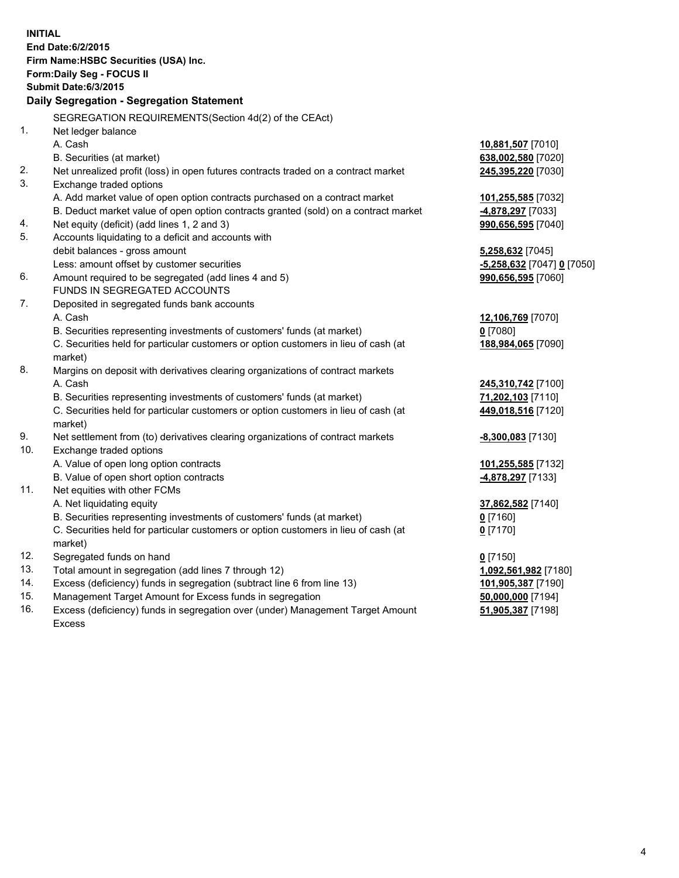**INITIAL**
**End Date:6/2/2015**
**Firm Name:HSBC Securities (USA) Inc.**
**Form:Daily Seg - FOCUS II**
**Submit Date:6/3/2015**

## Daily Segregation - Segregation Statement

SEGREGATION REQUIREMENTS(Section 4d(2) of the CEAct)

| | | |
|---|---|---|
| 1. | Net ledger balance | |
| | A. Cash | **10,881,507** [7010] |
| | B. Securities (at market) | **638,002,580** [7020] |
| 2. | Net unrealized profit (loss) in open futures contracts traded on a contract market | **245,395,220** [7030] |
| 3. | Exchange traded options | |
| | A. Add market value of open option contracts purchased on a contract market | **101,255,585** [7032] |
| | B. Deduct market value of open option contracts granted (sold) on a contract market | **-4,878,297** [7033] |
| 4. | Net equity (deficit) (add lines 1, 2 and 3) | **990,656,595** [7040] |
| 5. | Accounts liquidating to a deficit and accounts with | |
| | debit balances - gross amount | **5,258,632** [7045] |
| | Less: amount offset by customer securities | **-5,258,632** [7047] **0** [7050] |
| 6. | Amount required to be segregated (add lines 4 and 5) | **990,656,595** [7060] |
| | FUNDS IN SEGREGATED ACCOUNTS | |
| 7. | Deposited in segregated funds bank accounts | |
| | A. Cash | **12,106,769** [7070] |
| | B. Securities representing investments of customers' funds (at market) | **0** [7080] |
| | C. Securities held for particular customers or option customers in lieu of cash (at market) | **188,984,065** [7090] |
| 8. | Margins on deposit with derivatives clearing organizations of contract markets | |
| | A. Cash | **245,310,742** [7100] |
| | B. Securities representing investments of customers' funds (at market) | **71,202,103** [7110] |
| | C. Securities held for particular customers or option customers in lieu of cash (at market) | **449,018,516** [7120] |
| 9. | Net settlement from (to) derivatives clearing organizations of contract markets | **-8,300,083** [7130] |
| 10. | Exchange traded options | |
| | A. Value of open long option contracts | **101,255,585** [7132] |
| | B. Value of open short option contracts | **-4,878,297** [7133] |
| 11. | Net equities with other FCMs | |
| | A. Net liquidating equity | **37,862,582** [7140] |
| | B. Securities representing investments of customers' funds (at market) | **0** [7160] |
| | C. Securities held for particular customers or option customers in lieu of cash (at market) | **0** [7170] |
| 12. | Segregated funds on hand | **0** [7150] |
| 13. | Total amount in segregation (add lines 7 through 12) | **1,092,561,982** [7180] |
| 14. | Excess (deficiency) funds in segregation (subtract line 6 from line 13) | **101,905,387** [7190] |
| 15. | Management Target Amount for Excess funds in segregation | **50,000,000** [7194] |
| 16. | Excess (deficiency) funds in segregation over (under) Management Target Amount Excess | **51,905,387** [7198] |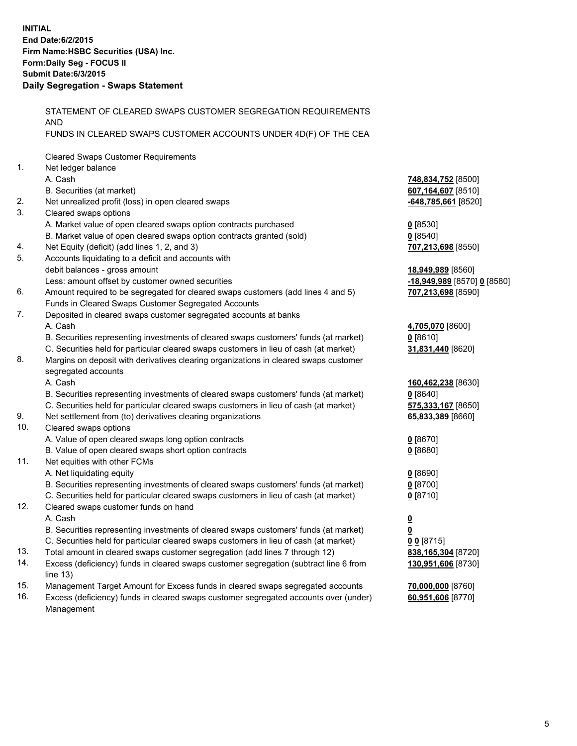**INITIAL**
**End Date:6/2/2015**
**Firm Name:HSBC Securities (USA) Inc.**
**Form:Daily Seg - FOCUS II**
**Submit Date:6/3/2015**
**Daily Segregation - Swaps Statement**

STATEMENT OF CLEARED SWAPS CUSTOMER SEGREGATION REQUIREMENTS AND FUNDS IN CLEARED SWAPS CUSTOMER ACCOUNTS UNDER 4D(F) OF THE CEA

| | | |
|---|---|---|
| | Cleared Swaps Customer Requirements | |
| 1. | Net ledger balance | |
| | A. Cash | 748,834,752 [8500] |
| | B. Securities (at market) | 607,164,607 [8510] |
| 2. | Net unrealized profit (loss) in open cleared swaps | -648,785,661 [8520] |
| 3. | Cleared swaps options | |
| | A. Market value of open cleared swaps option contracts purchased | 0 [8530] |
| | B. Market value of open cleared swaps option contracts granted (sold) | 0 [8540] |
| 4. | Net Equity (deficit) (add lines 1, 2, and 3) | 707,213,698 [8550] |
| 5. | Accounts liquidating to a deficit and accounts with debit balances - gross amount | 18,949,989 [8560] |
| | Less: amount offset by customer owned securities | -18,949,989 [8570] 0 [8580] |
| 6. | Amount required to be segregated for cleared swaps customers (add lines 4 and 5) | 707,213,698 [8590] |
| | Funds in Cleared Swaps Customer Segregated Accounts | |
| 7. | Deposited in cleared swaps customer segregated accounts at banks | |
| | A. Cash | 4,705,070 [8600] |
| | B. Securities representing investments of cleared swaps customers' funds (at market) | 0 [8610] |
| | C. Securities held for particular cleared swaps customers in lieu of cash (at market) | 31,831,440 [8620] |
| 8. | Margins on deposit with derivatives clearing organizations in cleared swaps customer segregated accounts | |
| | A. Cash | 160,462,238 [8630] |
| | B. Securities representing investments of cleared swaps customers' funds (at market) | 0 [8640] |
| | C. Securities held for particular cleared swaps customers in lieu of cash (at market) | 575,333,167 [8650] |
| 9. | Net settlement from (to) derivatives clearing organizations | 65,833,389 [8660] |
| 10. | Cleared swaps options | |
| | A. Value of open cleared swaps long option contracts | 0 [8670] |
| | B. Value of open cleared swaps short option contracts | 0 [8680] |
| 11. | Net equities with other FCMs | |
| | A. Net liquidating equity | 0 [8690] |
| | B. Securities representing investments of cleared swaps customers' funds (at market) | 0 [8700] |
| | C. Securities held for particular cleared swaps customers in lieu of cash (at market) | 0 [8710] |
| 12. | Cleared swaps customer funds on hand | |
| | A. Cash | 0 |
| | B. Securities representing investments of cleared swaps customers' funds (at market) | 0 |
| | C. Securities held for particular cleared swaps customers in lieu of cash (at market) | 0 0 [8715] |
| 13. | Total amount in cleared swaps customer segregation (add lines 7 through 12) | 838,165,304 [8720] |
| 14. | Excess (deficiency) funds in cleared swaps customer segregation (subtract line 6 from line 13) | 130,951,606 [8730] |
| 15. | Management Target Amount for Excess funds in cleared swaps segregated accounts | 70,000,000 [8760] |
| 16. | Excess (deficiency) funds in cleared swaps customer segregated accounts over (under) Management | 60,951,606 [8770] |